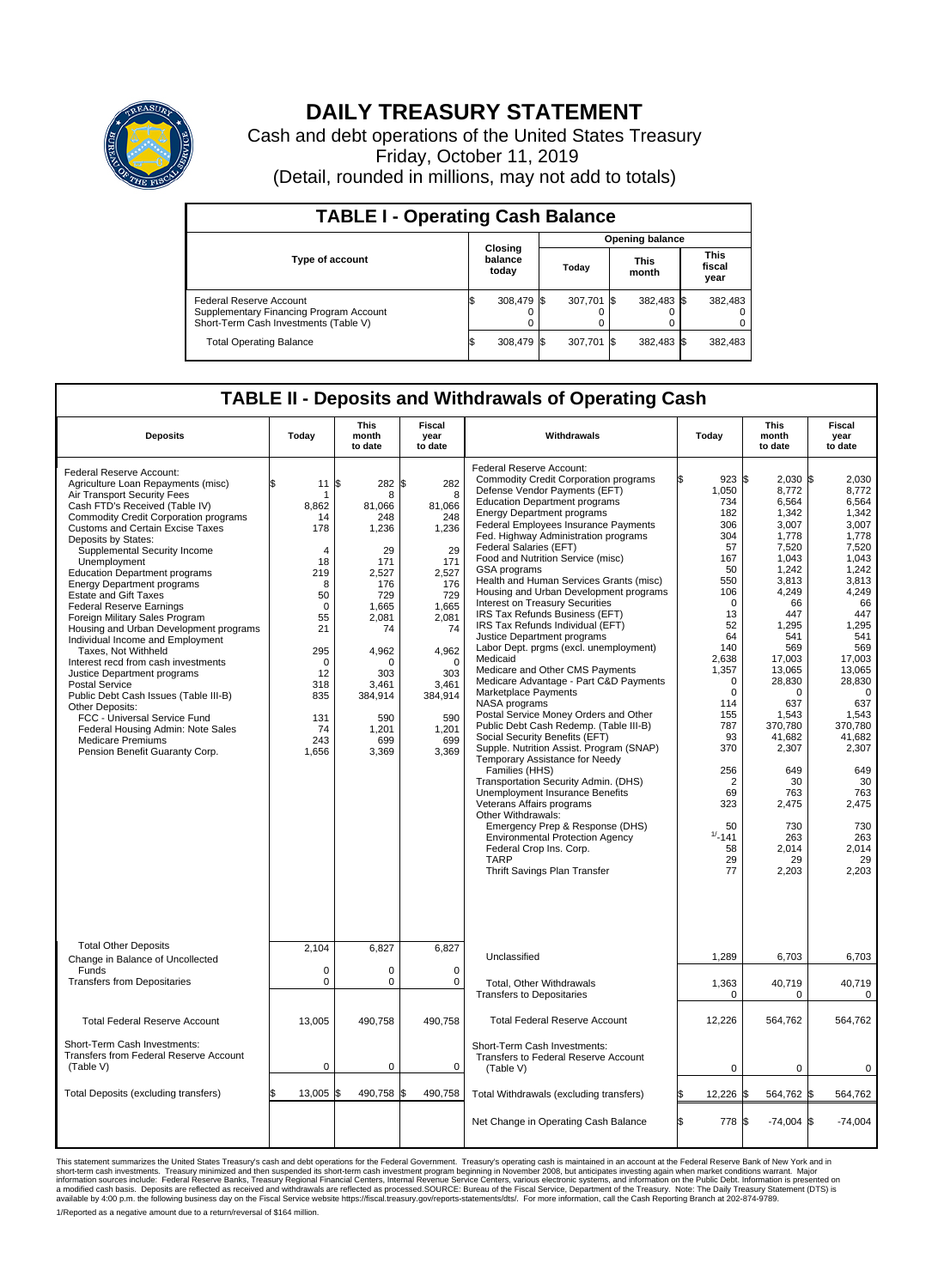# DAILY TREASURY STATEMENT

Cash and debt operations of the United States Treasury

Friday, October 11, 2019

(Detail, rounded in millions, may not add to totals)

## TABLE I - Operating Cash Balance

| Type of account | Closing balance today | Opening balance Today | Opening balance This month | Opening balance This fiscal year |
|---|---|---|---|---|
| Federal Reserve Account | $ 308,479 | $ 307,701 | $ 382,483 | $ 382,483 |
| Supplementary Financing Program Account | 0 | 0 | 0 | 0 |
| Short-Term Cash Investments (Table V) | 0 | 0 | 0 | 0 |
| Total Operating Balance | $ 308,479 | $ 307,701 | $ 382,483 | $ 382,483 |

## TABLE II - Deposits and Withdrawals of Operating Cash

| Deposits | Today | This month to date | Fiscal year to date |
|---|---|---|---|
| Federal Reserve Account: | | | |
| Agriculture Loan Repayments (misc) | $ 11 | $ 282 | $ 282 |
| Air Transport Security Fees | 1 | 8 | 8 |
| Cash FTD's Received (Table IV) | 8,862 | 81,066 | 81,066 |
| Commodity Credit Corporation programs | 14 | 248 | 248 |
| Customs and Certain Excise Taxes | 178 | 1,236 | 1,236 |
| Deposits by States: | | | |
| Supplemental Security Income | 4 | 29 | 29 |
| Unemployment | 18 | 171 | 171 |
| Education Department programs | 219 | 2,527 | 2,527 |
| Energy Department programs | 8 | 176 | 176 |
| Estate and Gift Taxes | 50 | 729 | 729 |
| Federal Reserve Earnings | 0 | 1,665 | 1,665 |
| Foreign Military Sales Program | 55 | 2,081 | 2,081 |
| Housing and Urban Development programs | 21 | 74 | 74 |
| Individual Income and Employment Taxes, Not Withheld | 295 | 4,962 | 4,962 |
| Interest recd from cash investments | 0 | 0 | 0 |
| Justice Department programs | 12 | 303 | 303 |
| Postal Service | 318 | 3,461 | 3,461 |
| Public Debt Cash Issues (Table III-B) | 835 | 384,914 | 384,914 |
| Other Deposits: | | | |
| FCC - Universal Service Fund | 131 | 590 | 590 |
| Federal Housing Admin: Note Sales | 74 | 1,201 | 1,201 |
| Medicare Premiums | 243 | 699 | 699 |
| Pension Benefit Guaranty Corp. | 1,656 | 3,369 | 3,369 |
| Total Other Deposits | 2,104 | 6,827 | 6,827 |
| Change in Balance of Uncollected Funds | 0 | 0 | 0 |
| Transfers from Depositaries | 0 | 0 | 0 |
| Total Federal Reserve Account | 13,005 | 490,758 | 490,758 |
| Short-Term Cash Investments: Transfers from Federal Reserve Account (Table V) | 0 | 0 | 0 |
| Total Deposits (excluding transfers) | $ 13,005 | $ 490,758 | $ 490,758 |

| Withdrawals | Today | This month to date | Fiscal year to date |
|---|---|---|---|
| Federal Reserve Account: | | | |
| Commodity Credit Corporation programs | $ 923 | $ 2,030 | $ 2,030 |
| Defense Vendor Payments (EFT) | 1,050 | 8,772 | 8,772 |
| Education Department programs | 734 | 6,564 | 6,564 |
| Energy Department programs | 182 | 1,342 | 1,342 |
| Federal Employees Insurance Payments | 306 | 3,007 | 3,007 |
| Fed. Highway Administration programs | 304 | 1,778 | 1,778 |
| Federal Salaries (EFT) | 57 | 7,520 | 7,520 |
| Food and Nutrition Service (misc) | 167 | 1,043 | 1,043 |
| GSA programs | 50 | 1,242 | 1,242 |
| Health and Human Services Grants (misc) | 550 | 3,813 | 3,813 |
| Housing and Urban Development programs | 106 | 4,249 | 4,249 |
| Interest on Treasury Securities | 0 | 66 | 66 |
| IRS Tax Refunds Business (EFT) | 13 | 447 | 447 |
| IRS Tax Refunds Individual (EFT) | 52 | 1,295 | 1,295 |
| Justice Department programs | 64 | 541 | 541 |
| Labor Dept. prgms (excl. unemployment) | 140 | 569 | 569 |
| Medicaid | 2,638 | 17,003 | 17,003 |
| Medicare and Other CMS Payments | 1,357 | 13,065 | 13,065 |
| Medicare Advantage - Part C&D Payments | 0 | 28,830 | 28,830 |
| Marketplace Payments | 0 | 0 | 0 |
| NASA programs | 114 | 637 | 637 |
| Postal Service Money Orders and Other | 155 | 1,543 | 1,543 |
| Public Debt Cash Redemp. (Table III-B) | 787 | 370,780 | 370,780 |
| Social Security Benefits (EFT) | 93 | 41,682 | 41,682 |
| Supple. Nutrition Assist. Program (SNAP) | 370 | 2,307 | 2,307 |
| Temporary Assistance for Needy Families (HHS) | 256 | 649 | 649 |
| Transportation Security Admin. (DHS) | 2 | 30 | 30 |
| Unemployment Insurance Benefits | 69 | 763 | 763 |
| Veterans Affairs programs | 323 | 2,475 | 2,475 |
| Other Withdrawals: | | | |
| Emergency Prep & Response (DHS) | 50 | 730 | 730 |
| Environmental Protection Agency | 1/ -141 | 263 | 263 |
| Federal Crop Ins. Corp. | 58 | 2,014 | 2,014 |
| TARP | 29 | 29 | 29 |
| Thrift Savings Plan Transfer | 77 | 2,203 | 2,203 |
| Unclassified | 1,289 | 6,703 | 6,703 |
| Total, Other Withdrawals | 1,363 | 40,719 | 40,719 |
| Transfers to Depositaries | 0 | 0 | 0 |
| Total Federal Reserve Account | 12,226 | 564,762 | 564,762 |
| Short-Term Cash Investments: Transfers to Federal Reserve Account (Table V) | 0 | 0 | 0 |
| Total Withdrawals (excluding transfers) | $ 12,226 | $ 564,762 | $ 564,762 |
| Net Change in Operating Cash Balance | $ 778 | $ -74,004 | $ -74,004 |

This statement summarizes the United States Treasury's cash and debt operations for the Federal Government. Treasury's operating cash is maintained in an account at the Federal Reserve Bank of New York and in short-term cash investments. Treasury minimized and then suspended its short-term cash investment program beginning in November 2008, but anticipates investing again when market conditions warrant. Major information sources include: Federal Reserve Banks, Treasury Regional Financial Centers, Internal Revenue Service Centers, various electronic systems, and information on the Public Debt. Information is presented on a modified cash basis. Deposits are reflected as received and withdrawals are reflected as processed.SOURCE: Bureau of the Fiscal Service, Department of the Treasury. Note: The Daily Treasury Statement (DTS) is available by 4:00 p.m. the following business day on the Fiscal Service website https://fiscal.treasury.gov/reports-statements/dts/. For more information, call the Cash Reporting Branch at 202-874-9789.

1/Reported as a negative amount due to a return/reversal of $164 million.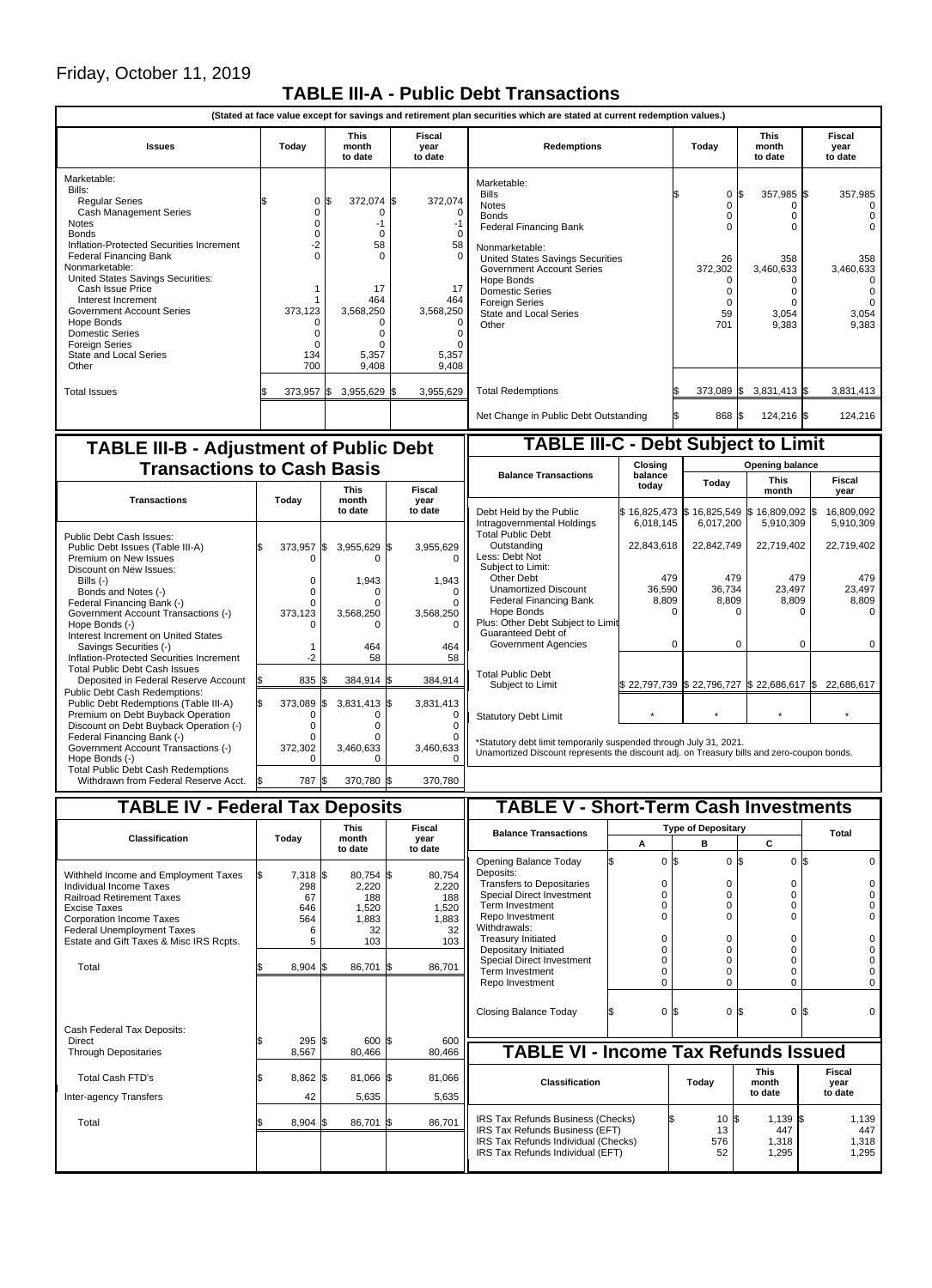Friday, October 11, 2019

# TABLE III-A - Public Debt Transactions

(Stated at face value except for savings and retirement plan securities which are stated at current redemption values.)

| Issues | Today | This month to date | Fiscal year to date |
|---|---|---|---|
| Marketable: | | | |
| Bills: | | | |
| Regular Series | $ 0 | $ 372,074 | $ 372,074 |
| Cash Management Series | 0 | 0 | 0 |
| Notes | 0 | -1 | -1 |
| Bonds | 0 | 0 | 0 |
| Inflation-Protected Securities Increment | -2 | 58 | 58 |
| Federal Financing Bank | 0 | 0 | 0 |
| Nonmarketable: | | | |
| United States Savings Securities: | | | |
| Cash Issue Price | 1 | 17 | 17 |
| Interest Increment | 1 | 464 | 464 |
| Government Account Series | 373,123 | 3,568,250 | 3,568,250 |
| Hope Bonds | 0 | 0 | 0 |
| Domestic Series | 0 | 0 | 0 |
| Foreign Series | 0 | 0 | 0 |
| State and Local Series | 134 | 5,357 | 5,357 |
| Other | 700 | 9,408 | 9,408 |
| Total Issues | $ 373,957 | $ 3,955,629 | $ 3,955,629 |

| Redemptions | Today | This month to date | Fiscal year to date |
|---|---|---|---|
| Marketable: | | | |
| Bills | $ 0 | $ 357,985 | $ 357,985 |
| Notes | 0 | 0 | 0 |
| Bonds | 0 | 0 | 0 |
| Federal Financing Bank | 0 | 0 | 0 |
| Nonmarketable: | | | |
| United States Savings Securities | 26 | 358 | 358 |
| Government Account Series | 372,302 | 3,460,633 | 3,460,633 |
| Hope Bonds | 0 | 0 | 0 |
| Domestic Series | 0 | 0 | 0 |
| Foreign Series | 0 | 0 | 0 |
| State and Local Series | 59 | 3,054 | 3,054 |
| Other | 701 | 9,383 | 9,383 |
| Total Redemptions | $ 373,089 | $ 3,831,413 | $ 3,831,413 |
| Net Change in Public Debt Outstanding | $ 868 | $ 124,216 | $ 124,216 |

# TABLE III-B - Adjustment of Public Debt Transactions to Cash Basis

| Transactions | Today | This month to date | Fiscal year to date |
|---|---|---|---|
| Public Debt Cash Issues: | | | |
| Public Debt Issues (Table III-A) | $ 373,957 | $ 3,955,629 | $ 3,955,629 |
| Premium on New Issues | 0 | 0 | 0 |
| Discount on New Issues: | | | |
| Bills (-) | 0 | 1,943 | 1,943 |
| Bonds and Notes (-) | 0 | 0 | 0 |
| Federal Financing Bank (-) | 0 | 0 | 0 |
| Government Account Transactions (-) | 373,123 | 3,568,250 | 3,568,250 |
| Hope Bonds (-) | 0 | 0 | 0 |
| Interest Increment on United States Savings Securities (-) | 1 | 464 | 464 |
| Inflation-Protected Securities Increment | -2 | 58 | 58 |
| Total Public Debt Cash Issues Deposited in Federal Reserve Account | $ 835 | $ 384,914 | $ 384,914 |
| Public Debt Cash Redemptions: | | | |
| Public Debt Redemptions (Table III-A) | $ 373,089 | $ 3,831,413 | $ 3,831,413 |
| Premium on Debt Buyback Operation | 0 | 0 | 0 |
| Discount on Debt Buyback Operation (-) | 0 | 0 | 0 |
| Federal Financing Bank (-) | 0 | 0 | 0 |
| Government Account Transactions (-) | 372,302 | 3,460,633 | 3,460,633 |
| Hope Bonds (-) | 0 | 0 | 0 |
| Total Public Debt Cash Redemptions Withdrawn from Federal Reserve Acct. | $ 787 | $ 370,780 | $ 370,780 |

# TABLE III-C - Debt Subject to Limit

| Balance Transactions | Closing balance today | Opening balance Today | Opening balance This month | Opening balance Fiscal year |
|---|---|---|---|---|
| Debt Held by the Public | $ 16,825,473 | $ 16,825,549 | $ 16,809,092 | $ 16,809,092 |
| Intragovernmental Holdings | 6,018,145 | 6,017,200 | 5,910,309 | 5,910,309 |
| Total Public Debt Outstanding | 22,843,618 | 22,842,749 | 22,719,402 | 22,719,402 |
| Less: Debt Not Subject to Limit: | | | | |
| Other Debt | 479 | 479 | 479 | 479 |
| Unamortized Discount | 36,590 | 36,734 | 23,497 | 23,497 |
| Federal Financing Bank | 8,809 | 8,809 | 8,809 | 8,809 |
| Hope Bonds | 0 | 0 | 0 | 0 |
| Plus: Other Debt Subject to Limit | | | | |
| Guaranteed Debt of Government Agencies | 0 | 0 | 0 | 0 |
| Total Public Debt Subject to Limit | $ 22,797,739 | $ 22,796,727 | $ 22,686,617 | $ 22,686,617 |
| Statutory Debt Limit | * | * | * | * |

*Statutory debt limit temporarily suspended through July 31, 2021.
Unamortized Discount represents the discount adj. on Treasury bills and zero-coupon bonds.

# TABLE IV - Federal Tax Deposits

| Classification | Today | This month to date | Fiscal year to date |
|---|---|---|---|
| Withheld Income and Employment Taxes | $ 7,318 | $ 80,754 | $ 80,754 |
| Individual Income Taxes | 298 | 2,220 | 2,220 |
| Railroad Retirement Taxes | 67 | 188 | 188 |
| Excise Taxes | 646 | 1,520 | 1,520 |
| Corporation Income Taxes | 564 | 1,883 | 1,883 |
| Federal Unemployment Taxes | 6 | 32 | 32 |
| Estate and Gift Taxes & Misc IRS Rcpts. | 5 | 103 | 103 |
| Total | $ 8,904 | $ 86,701 | $ 86,701 |
| Cash Federal Tax Deposits: | | | |
| Direct | $ 295 | $ 600 | $ 600 |
| Through Depositaries | 8,567 | 80,466 | 80,466 |
| Total Cash FTD's | $ 8,862 | $ 81,066 | $ 81,066 |
| Inter-agency Transfers | 42 | 5,635 | 5,635 |
| Total | $ 8,904 | $ 86,701 | $ 86,701 |

# TABLE V - Short-Term Cash Investments

| Balance Transactions | Type of Depositary A | Type of Depositary B | Type of Depositary C | Total |
|---|---|---|---|---|
| Opening Balance Today | $ 0 | $ 0 | $ 0 | $ 0 |
| Deposits: | | | | |
| Transfers to Depositaries | 0 | 0 | 0 | 0 |
| Special Direct Investment | 0 | 0 | 0 | 0 |
| Term Investment | 0 | 0 | 0 | 0 |
| Repo Investment | 0 | 0 | 0 | 0 |
| Withdrawals: | | | | |
| Treasury Initiated | 0 | 0 | 0 | 0 |
| Depositary Initiated | 0 | 0 | 0 | 0 |
| Special Direct Investment | 0 | 0 | 0 | 0 |
| Term Investment | 0 | 0 | 0 | 0 |
| Repo Investment | 0 | 0 | 0 | 0 |
| Closing Balance Today | $ 0 | $ 0 | $ 0 | $ 0 |

# TABLE VI - Income Tax Refunds Issued

| Classification | Today | This month to date | Fiscal year to date |
|---|---|---|---|
| IRS Tax Refunds Business (Checks) | $ 10 | $ 1,139 | $ 1,139 |
| IRS Tax Refunds Business (EFT) | 13 | 447 | 447 |
| IRS Tax Refunds Individual (Checks) | 576 | 1,318 | 1,318 |
| IRS Tax Refunds Individual (EFT) | 52 | 1,295 | 1,295 |